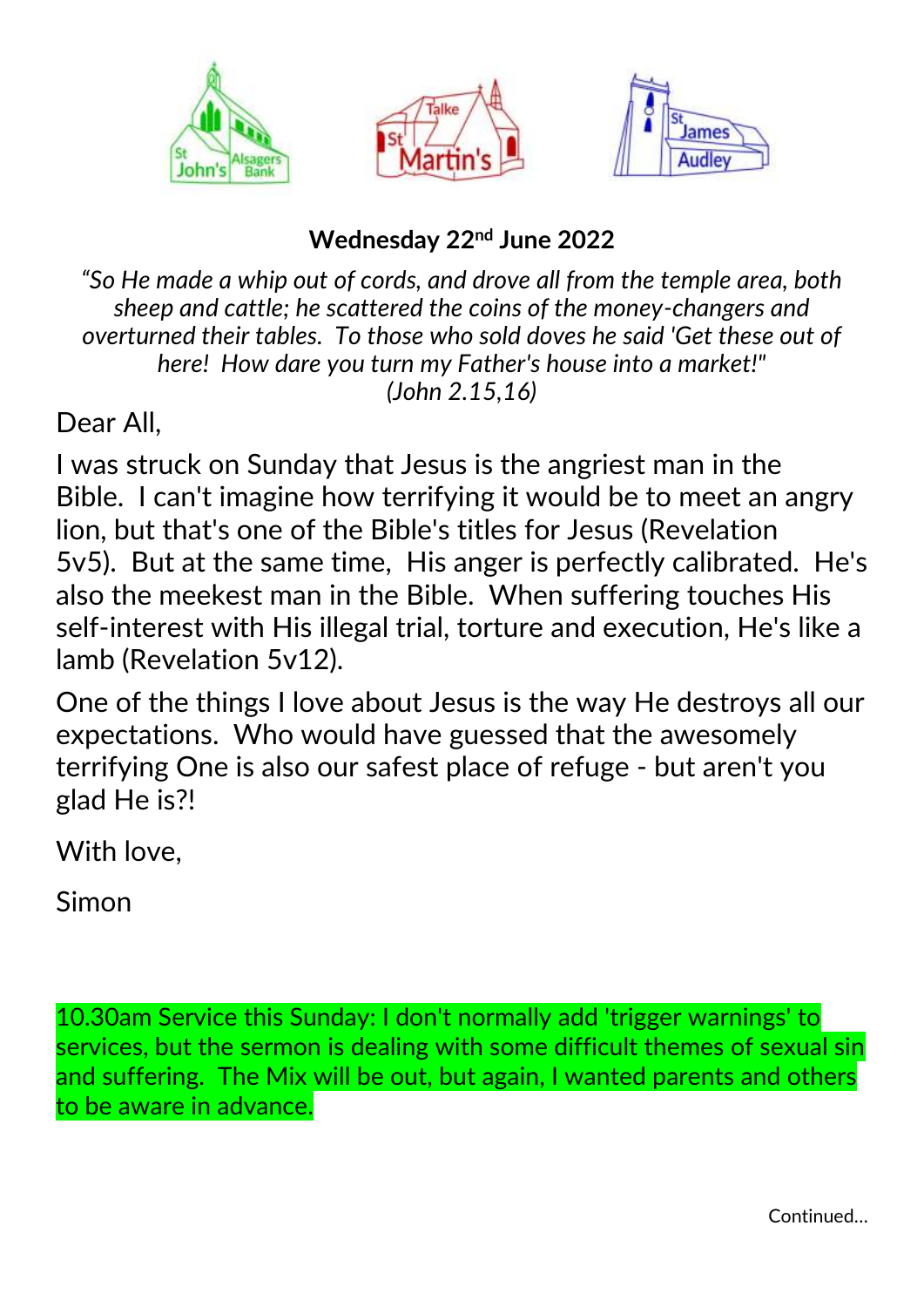**Wednesday 22nd June 2022**

*"So He made a whip out of cords, and drove all from the temple area, both sheep and cattle; he scattered the coins of the money-changers and overturned their tables. To those who sold doves he said 'Get these out of here! How dare you turn my Father's house into a market!"*
*(John 2.15,16)*

Dear All,

I was struck on Sunday that Jesus is the angriest man in the Bible. I can't imagine how terrifying it would be to meet an angry lion, but that's one of the Bible's titles for Jesus (Revelation 5v5). But at the same time, His anger is perfectly calibrated. He's also the meekest man in the Bible. When suffering touches His self-interest with His illegal trial, torture and execution, He's like a lamb (Revelation 5v12).

One of the things I love about Jesus is the way He destroys all our expectations. Who would have guessed that the awesomely terrifying One is also our safest place of refuge - but aren't you glad He is?!

With love,

Simon

10.30am Service this Sunday: I don't normally add 'trigger warnings' to services, but the sermon is dealing with some difficult themes of sexual sin and suffering. The Mix will be out, but again, I wanted parents and others to be aware in advance.

Continued...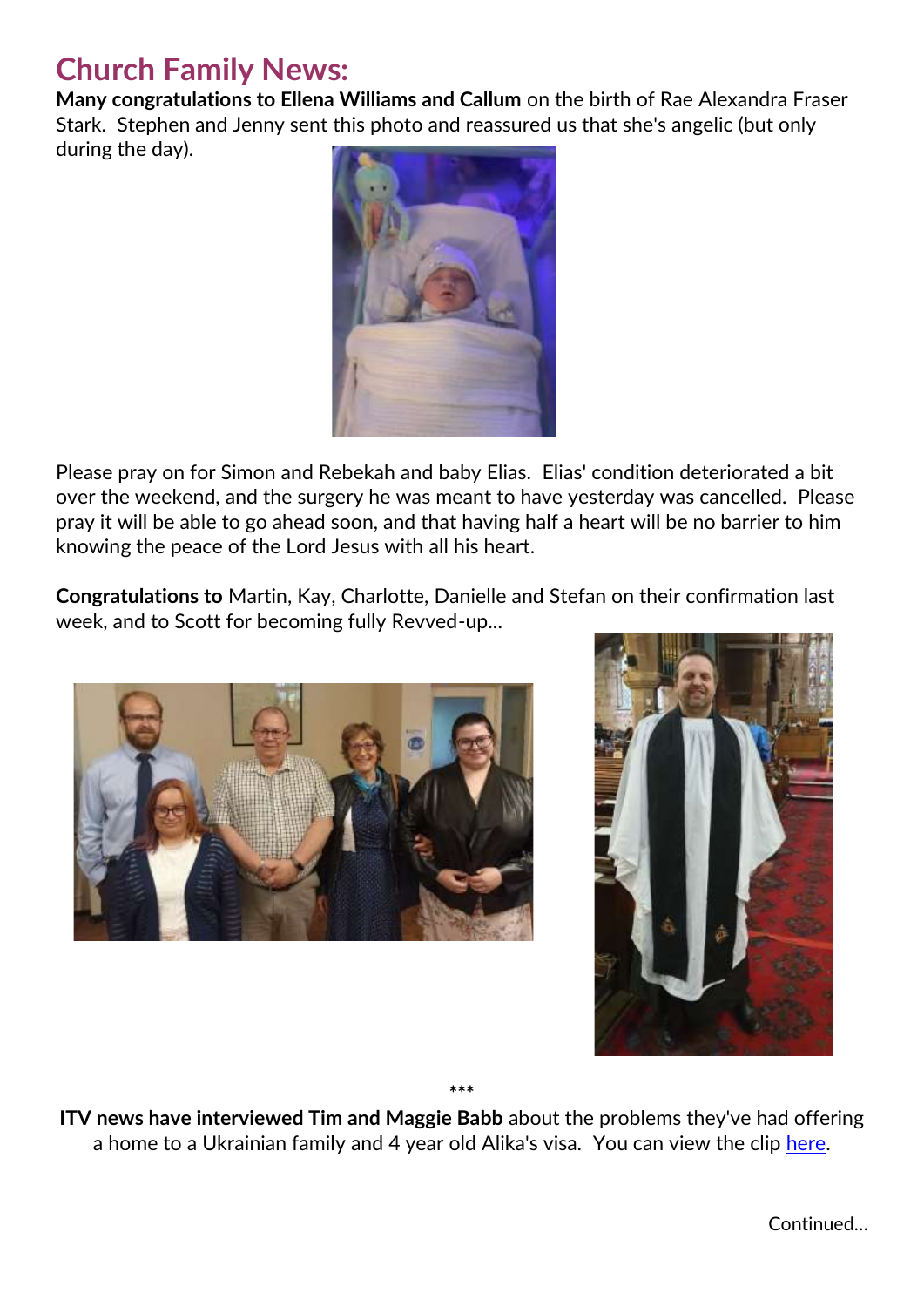# Church Family News:

**Many congratulations to Ellena Williams and Callum** on the birth of Rae Alexandra Fraser Stark. Stephen and Jenny sent this photo and reassured us that she's angelic (but only during the day).

Please pray on for Simon and Rebekah and baby Elias. Elias' condition deteriorated a bit over the weekend, and the surgery he was meant to have yesterday was cancelled. Please pray it will be able to go ahead soon, and that having half a heart will be no barrier to him knowing the peace of the Lord Jesus with all his heart.

**Congratulations to** Martin, Kay, Charlotte, Danielle and Stefan on their confirmation last week, and to Scott for becoming fully Revved-up...

\*\*\*

**ITV news have interviewed Tim and Maggie Babb** about the problems they've had offering a home to a Ukrainian family and 4 year old Alika's visa. You can view the clip here.

Continued...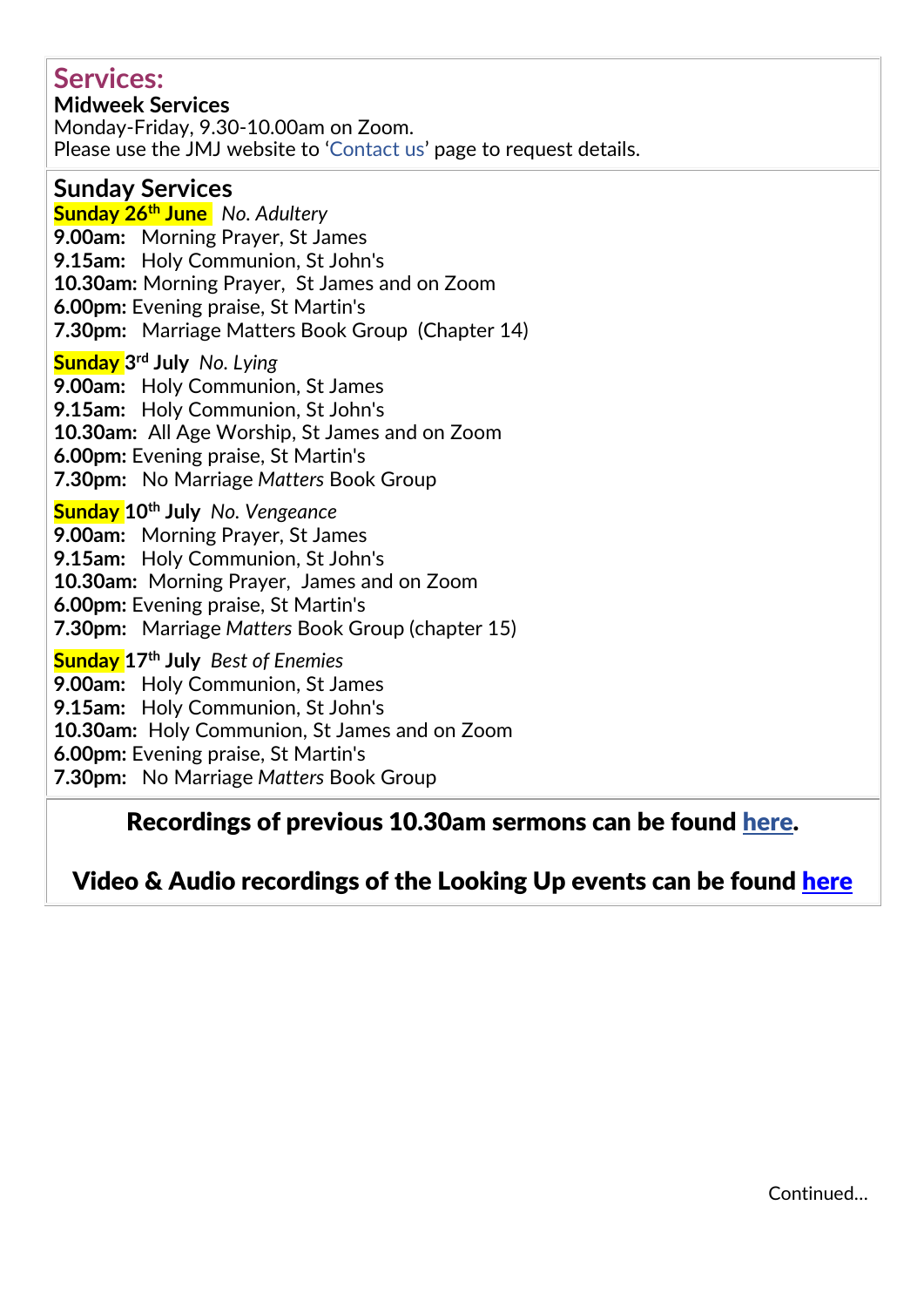## Services:

**Midweek Services**

Monday-Friday, 9.30-10.00am on Zoom.
Please use the JMJ website to 'Contact us' page to request details.

### Sunday Services

**Sunday 26th June** *No. Adultery*
**9.00am:** Morning Prayer, St James
**9.15am:** Holy Communion, St John's
**10.30am:** Morning Prayer, St James and on Zoom
**6.00pm:** Evening praise, St Martin's
**7.30pm:** Marriage Matters Book Group (Chapter 14)

**Sunday 3rd July** *No. Lying*
**9.00am:** Holy Communion, St James
**9.15am:** Holy Communion, St John's
**10.30am:** All Age Worship, St James and on Zoom
**6.00pm:** Evening praise, St Martin's
**7.30pm:** No Marriage *Matters* Book Group

**Sunday 10th July** *No. Vengeance*
**9.00am:** Morning Prayer, St James
**9.15am:** Holy Communion, St John's
**10.30am:** Morning Prayer, James and on Zoom
**6.00pm:** Evening praise, St Martin's
**7.30pm:** Marriage *Matters* Book Group (chapter 15)

**Sunday 17th July** *Best of Enemies*
**9.00am:** Holy Communion, St James
**9.15am:** Holy Communion, St John's
**10.30am:** Holy Communion, St James and on Zoom
**6.00pm:** Evening praise, St Martin's
**7.30pm:** No Marriage *Matters* Book Group

**Recordings of previous 10.30am sermons can be found here.**

**Video & Audio recordings of the Looking Up events can be found here**

Continued...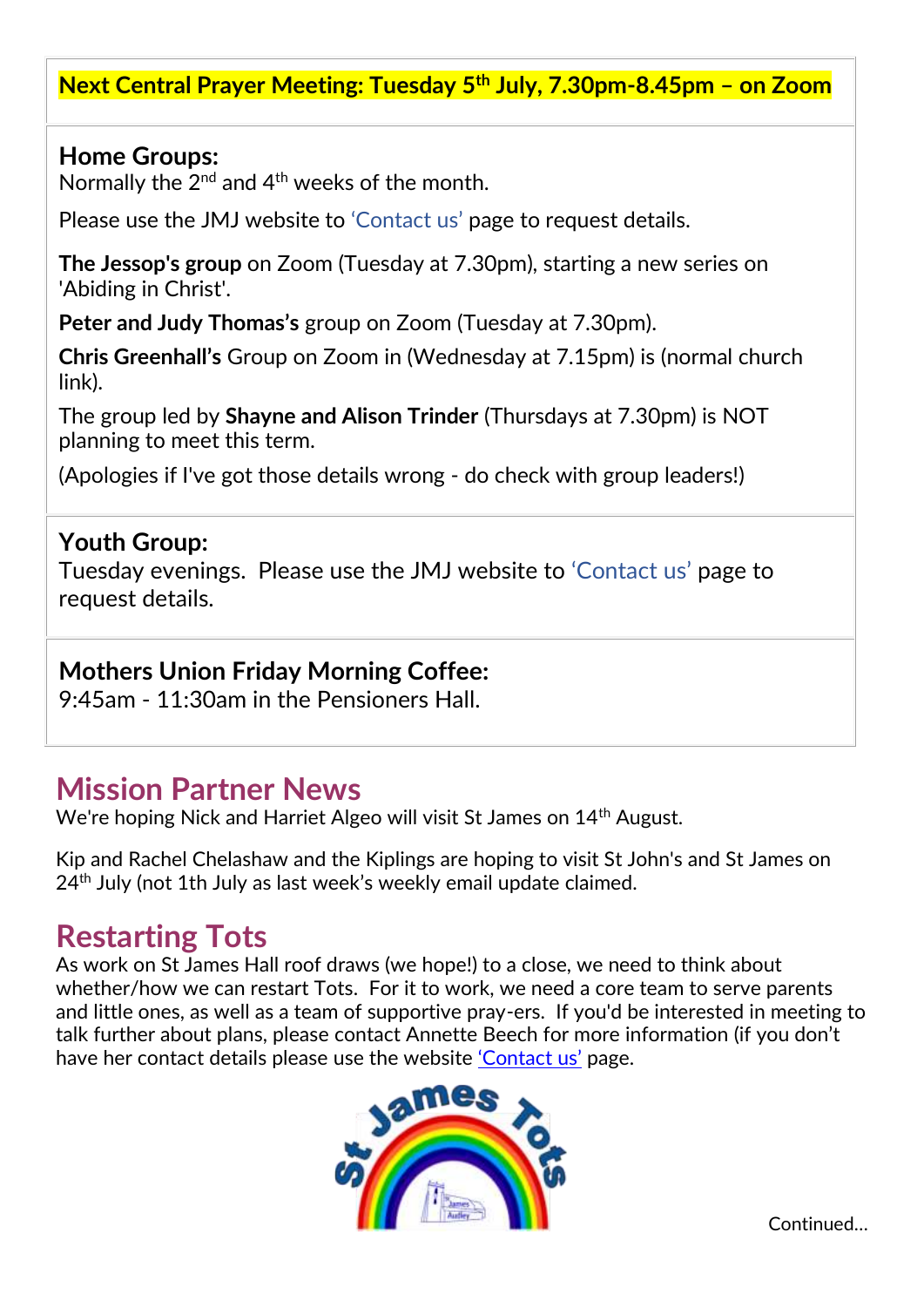**Next Central Prayer Meeting: Tuesday 5th July, 7.30pm-8.45pm – on Zoom**

**Home Groups:**
Normally the 2nd and 4th weeks of the month.

Please use the JMJ website to 'Contact us' page to request details.

**The Jessop's group** on Zoom (Tuesday at 7.30pm), starting a new series on 'Abiding in Christ'.

**Peter and Judy Thomas's** group on Zoom (Tuesday at 7.30pm).

**Chris Greenhall's** Group on Zoom in (Wednesday at 7.15pm) is (normal church link).

The group led by **Shayne and Alison Trinder** (Thursdays at 7.30pm) is NOT planning to meet this term.

(Apologies if I've got those details wrong - do check with group leaders!)

**Youth Group:**
Tuesday evenings. Please use the JMJ website to 'Contact us' page to request details.

**Mothers Union Friday Morning Coffee:**
9:45am - 11:30am in the Pensioners Hall.

## Mission Partner News

We're hoping Nick and Harriet Algeo will visit St James on 14th August.

Kip and Rachel Chelashaw and the Kiplings are hoping to visit St John's and St James on 24th July (not 1th July as last week's weekly email update claimed.

## Restarting Tots

As work on St James Hall roof draws (we hope!) to a close, we need to think about whether/how we can restart Tots. For it to work, we need a core team to serve parents and little ones, as well as a team of supportive pray-ers. If you'd be interested in meeting to talk further about plans, please contact Annette Beech for more information (if you don't have her contact details please use the website 'Contact us' page.

Continued...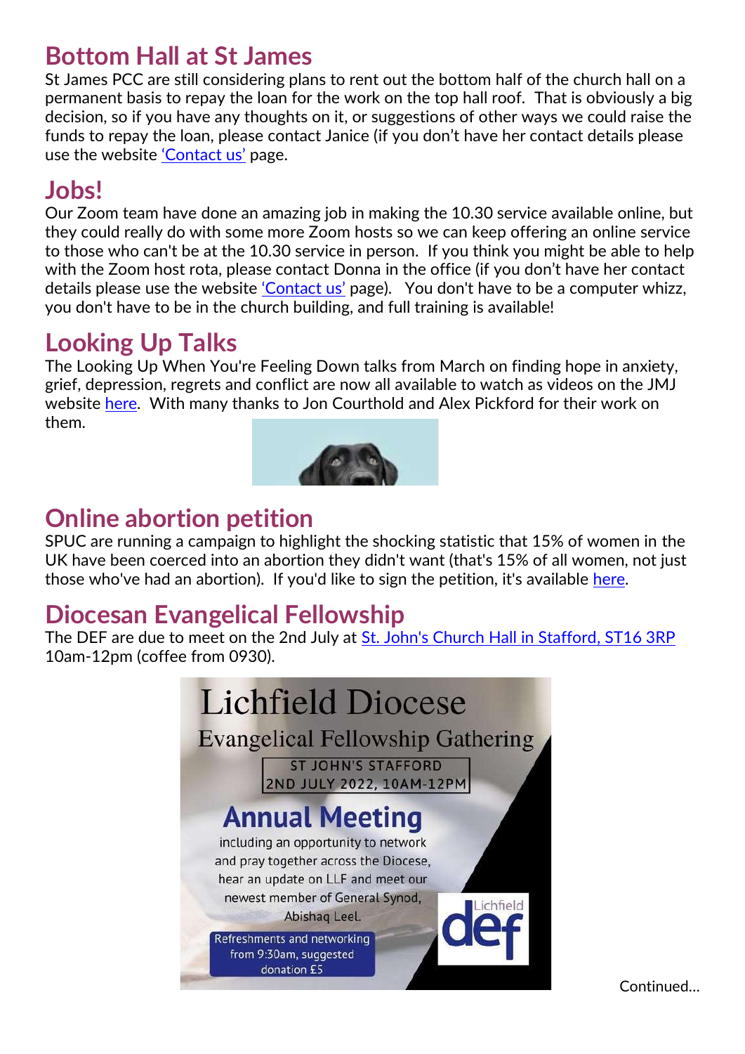## Bottom Hall at St James

St James PCC are still considering plans to rent out the bottom half of the church hall on a permanent basis to repay the loan for the work on the top hall roof. That is obviously a big decision, so if you have any thoughts on it, or suggestions of other ways we could raise the funds to repay the loan, please contact Janice (if you don't have her contact details please use the website 'Contact us' page.

## Jobs!

Our Zoom team have done an amazing job in making the 10.30 service available online, but they could really do with some more Zoom hosts so we can keep offering an online service to those who can't be at the 10.30 service in person. If you think you might be able to help with the Zoom host rota, please contact Donna in the office (if you don't have her contact details please use the website 'Contact us' page). You don't have to be a computer whizz, you don't have to be in the church building, and full training is available!

## Looking Up Talks

The Looking Up When You're Feeling Down talks from March on finding hope in anxiety, grief, depression, regrets and conflict are now all available to watch as videos on the JMJ website here. With many thanks to Jon Courthold and Alex Pickford for their work on them.

## Online abortion petition

SPUC are running a campaign to highlight the shocking statistic that 15% of women in the UK have been coerced into an abortion they didn't want (that's 15% of all women, not just those who've had an abortion). If you'd like to sign the petition, it's available here.

## Diocesan Evangelical Fellowship

The DEF are due to meet on the 2nd July at St. John's Church Hall in Stafford, ST16 3RP 10am-12pm (coffee from 0930).

Lichfield Diocese
Evangelical Fellowship Gathering
ST JOHN'S STAFFORD
2ND JULY 2022, 10AM-12PM

Annual Meeting
including an opportunity to network and pray together across the Diocese, hear an update on LLF and meet our newest member of General Synod, Abishaq Leel.

Refreshments and networking from 9:30am, suggested donation £5

Lichfield def

Continued…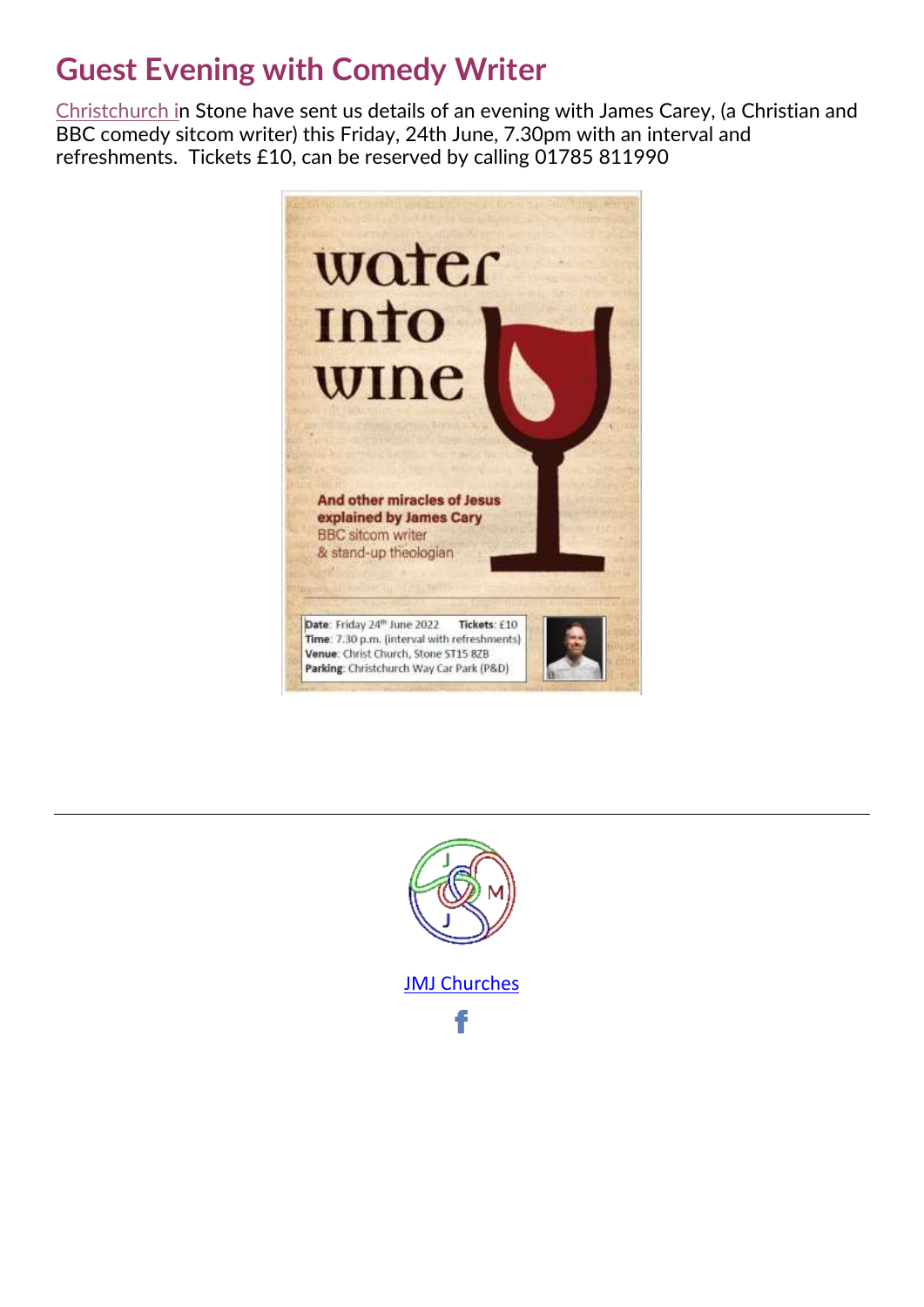## Guest Evening with Comedy Writer

Christchurch in Stone have sent us details of an evening with James Carey, (a Christian and BBC comedy sitcom writer) this Friday, 24th June, 7.30pm with an interval and refreshments. Tickets £10, can be reserved by calling 01785 811990

water into wine

And other miracles of Jesus explained by James Cary
BBC sitcom writer
& stand-up theologian

Date: Friday 24th June 2022 Tickets: £10
Time: 7.30 p.m. (interval with refreshments)
Venue: Christ Church, Stone ST15 8ZB
Parking: Christchurch Way Car Park (P&D)

---

JMJ Churches